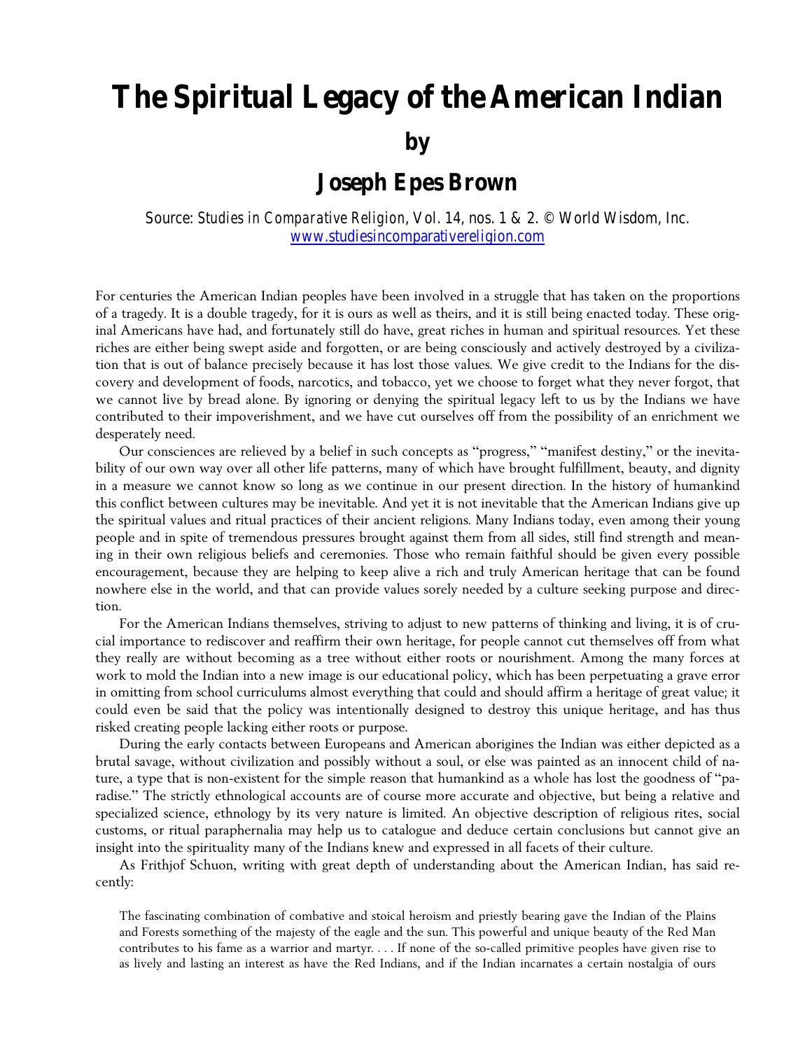# The Spiritual Legacy of the American Indian

## by

## Joseph Epes Brown

Source: *Studies in Comparative Religion*, Vol. 14, nos. 1 & 2. © World Wisdom, Inc.
www.studiesincomparativereligion.com

For centuries the American Indian peoples have been involved in a struggle that has taken on the proportions of a tragedy. It is a double tragedy, for it is ours as well as theirs, and it is still being enacted today. These original Americans have had, and fortunately still do have, great riches in human and spiritual resources. Yet these riches are either being swept aside and forgotten, or are being consciously and actively destroyed by a civilization that is out of balance precisely because it has lost those values. We give credit to the Indians for the discovery and development of foods, narcotics, and tobacco, yet we choose to forget what they never forgot, that we cannot live by bread alone. By ignoring or denying the spiritual legacy left to us by the Indians we have contributed to their impoverishment, and we have cut ourselves off from the possibility of an enrichment we desperately need.

Our consciences are relieved by a belief in such concepts as "progress," "manifest destiny," or the inevitability of our own way over all other life patterns, many of which have brought fulfillment, beauty, and dignity in a measure we cannot know so long as we continue in our present direction. In the history of humankind this conflict between cultures may be inevitable. And yet it is not inevitable that the American Indians give up the spiritual values and ritual practices of their ancient religions. Many Indians today, even among their young people and in spite of tremendous pressures brought against them from all sides, still find strength and meaning in their own religious beliefs and ceremonies. Those who remain faithful should be given every possible encouragement, because they are helping to keep alive a rich and truly American heritage that can be found nowhere else in the world, and that can provide values sorely needed by a culture seeking purpose and direction.

For the American Indians themselves, striving to adjust to new patterns of thinking and living, it is of crucial importance to rediscover and reaffirm their own heritage, for people cannot cut themselves off from what they really are without becoming as a tree without either roots or nourishment. Among the many forces at work to mold the Indian into a new image is our educational policy, which has been perpetuating a grave error in omitting from school curriculums almost everything that could and should affirm a heritage of great value; it could even be said that the policy was intentionally designed to destroy this unique heritage, and has thus risked creating people lacking either roots or purpose.

During the early contacts between Europeans and American aborigines the Indian was either depicted as a brutal savage, without civilization and possibly without a soul, or else was painted as an innocent child of nature, a type that is non-existent for the simple reason that humankind as a whole has lost the goodness of "paradise." The strictly ethnological accounts are of course more accurate and objective, but being a relative and specialized science, ethnology by its very nature is limited. An objective description of religious rites, social customs, or ritual paraphernalia may help us to catalogue and deduce certain conclusions but cannot give an insight into the spirituality many of the Indians knew and expressed in all facets of their culture.

As Frithjof Schuon, writing with great depth of understanding about the American Indian, has said recently:

> The fascinating combination of combative and stoical heroism and priestly bearing gave the Indian of the Plains and Forests something of the majesty of the eagle and the sun. This powerful and unique beauty of the Red Man contributes to his fame as a warrior and martyr. . . . If none of the so-called primitive peoples have given rise to as lively and lasting an interest as have the Red Indians, and if the Indian incarnates a certain nostalgia of ours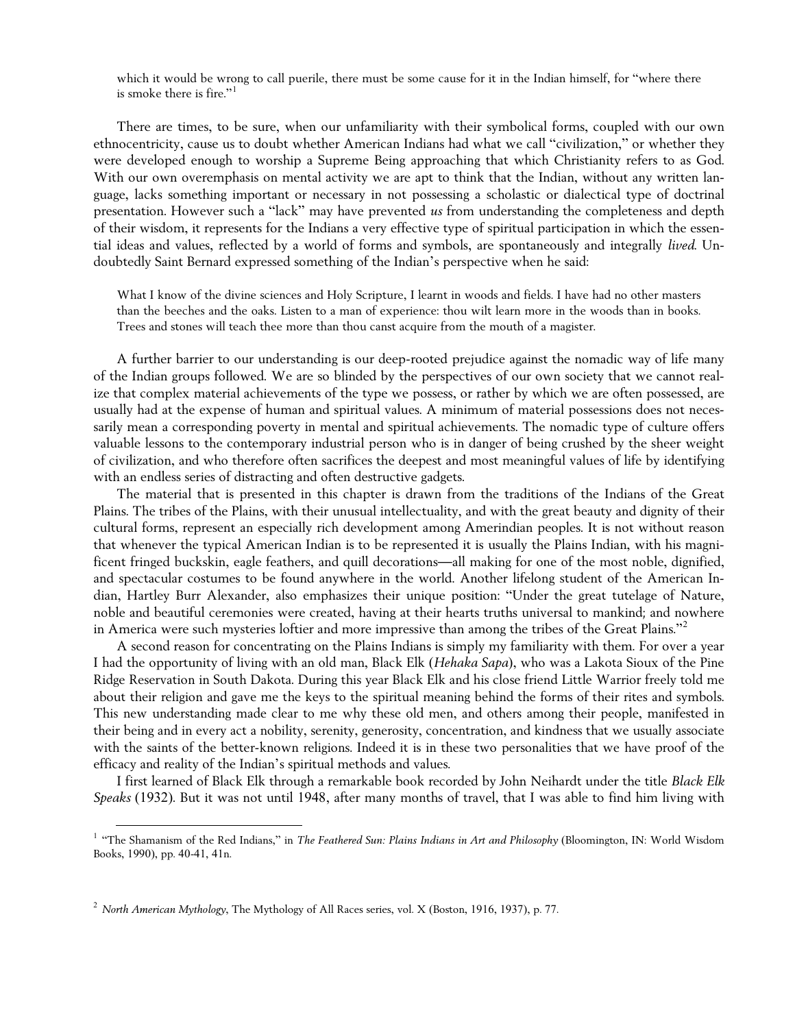which it would be wrong to call puerile, there must be some cause for it in the Indian himself, for "where there is smoke there is fire."[1]

There are times, to be sure, when our unfamiliarity with their symbolical forms, coupled with our own ethnocentricity, cause us to doubt whether American Indians had what we call "civilization," or whether they were developed enough to worship a Supreme Being approaching that which Christianity refers to as God. With our own overemphasis on mental activity we are apt to think that the Indian, without any written language, lacks something important or necessary in not possessing a scholastic or dialectical type of doctrinal presentation. However such a "lack" may have prevented *us* from understanding the completeness and depth of their wisdom, it represents for the Indians a very effective type of spiritual participation in which the essential ideas and values, reflected by a world of forms and symbols, are spontaneously and integrally *lived*. Undoubtedly Saint Bernard expressed something of the Indian's perspective when he said:

> What I know of the divine sciences and Holy Scripture, I learnt in woods and fields. I have had no other masters than the beeches and the oaks. Listen to a man of experience: thou wilt learn more in the woods than in books. Trees and stones will teach thee more than thou canst acquire from the mouth of a magister.

A further barrier to our understanding is our deep-rooted prejudice against the nomadic way of life many of the Indian groups followed. We are so blinded by the perspectives of our own society that we cannot realize that complex material achievements of the type we possess, or rather by which we are often possessed, are usually had at the expense of human and spiritual values. A minimum of material possessions does not necessarily mean a corresponding poverty in mental and spiritual achievements. The nomadic type of culture offers valuable lessons to the contemporary industrial person who is in danger of being crushed by the sheer weight of civilization, and who therefore often sacrifices the deepest and most meaningful values of life by identifying with an endless series of distracting and often destructive gadgets.

The material that is presented in this chapter is drawn from the traditions of the Indians of the Great Plains. The tribes of the Plains, with their unusual intellectuality, and with the great beauty and dignity of their cultural forms, represent an especially rich development among Amerindian peoples. It is not without reason that whenever the typical American Indian is to be represented it is usually the Plains Indian, with his magnificent fringed buckskin, eagle feathers, and quill decorations—all making for one of the most noble, dignified, and spectacular costumes to be found anywhere in the world. Another lifelong student of the American Indian, Hartley Burr Alexander, also emphasizes their unique position: "Under the great tutelage of Nature, noble and beautiful ceremonies were created, having at their hearts truths universal to mankind; and nowhere in America were such mysteries loftier and more impressive than among the tribes of the Great Plains."[2]

A second reason for concentrating on the Plains Indians is simply my familiarity with them. For over a year I had the opportunity of living with an old man, Black Elk (*Hehaka Sapa*), who was a Lakota Sioux of the Pine Ridge Reservation in South Dakota. During this year Black Elk and his close friend Little Warrior freely told me about their religion and gave me the keys to the spiritual meaning behind the forms of their rites and symbols. This new understanding made clear to me why these old men, and others among their people, manifested in their being and in every act a nobility, serenity, generosity, concentration, and kindness that we usually associate with the saints of the better-known religions. Indeed it is in these two personalities that we have proof of the efficacy and reality of the Indian's spiritual methods and values.

I first learned of Black Elk through a remarkable book recorded by John Neihardt under the title *Black Elk Speaks* (1932). But it was not until 1948, after many months of travel, that I was able to find him living with

---

[1] "The Shamanism of the Red Indians," in *The Feathered Sun: Plains Indians in Art and Philosophy* (Bloomington, IN: World Wisdom Books, 1990), pp. 40-41, 41n.

[2] *North American Mythology*, The Mythology of All Races series, vol. X (Boston, 1916, 1937), p. 77.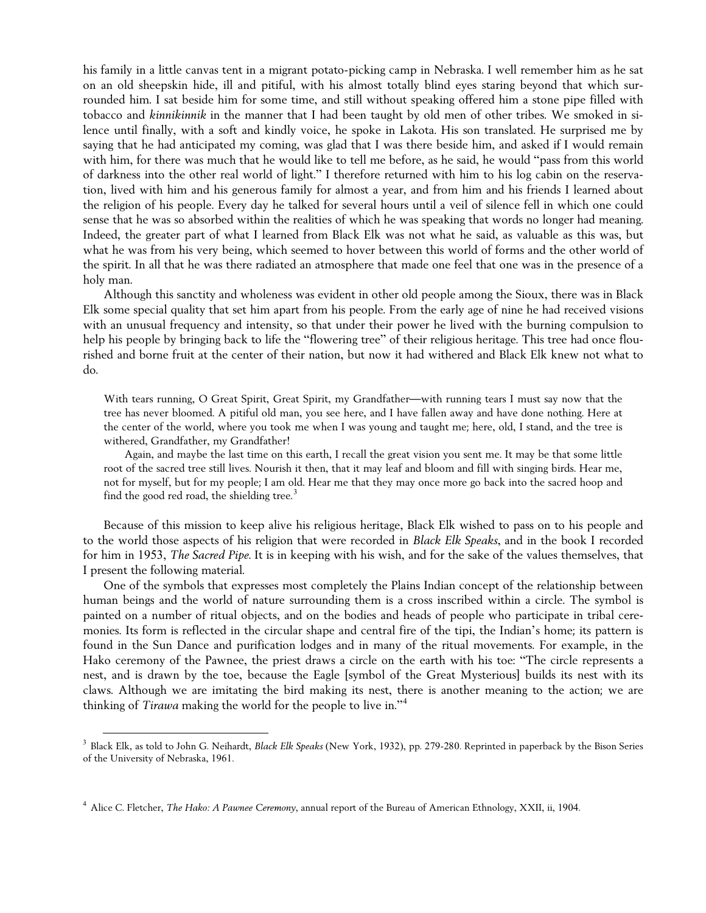his family in a little canvas tent in a migrant potato-picking camp in Nebraska. I well remember him as he sat on an old sheepskin hide, ill and pitiful, with his almost totally blind eyes staring beyond that which surrounded him. I sat beside him for some time, and still without speaking offered him a stone pipe filled with tobacco and *kinnikinnik* in the manner that I had been taught by old men of other tribes. We smoked in silence until finally, with a soft and kindly voice, he spoke in Lakota. His son translated. He surprised me by saying that he had anticipated my coming, was glad that I was there beside him, and asked if I would remain with him, for there was much that he would like to tell me before, as he said, he would "pass from this world of darkness into the other real world of light." I therefore returned with him to his log cabin on the reservation, lived with him and his generous family for almost a year, and from him and his friends I learned about the religion of his people. Every day he talked for several hours until a veil of silence fell in which one could sense that he was so absorbed within the realities of which he was speaking that words no longer had meaning. Indeed, the greater part of what I learned from Black Elk was not what he said, as valuable as this was, but what he was from his very being, which seemed to hover between this world of forms and the other world of the spirit. In all that he was there radiated an atmosphere that made one feel that one was in the presence of a holy man.

Although this sanctity and wholeness was evident in other old people among the Sioux, there was in Black Elk some special quality that set him apart from his people. From the early age of nine he had received visions with an unusual frequency and intensity, so that under their power he lived with the burning compulsion to help his people by bringing back to life the "flowering tree" of their religious heritage. This tree had once flourished and borne fruit at the center of their nation, but now it had withered and Black Elk knew not what to do.

> With tears running, O Great Spirit, Great Spirit, my Grandfather—with running tears I must say now that the tree has never bloomed. A pitiful old man, you see here, and I have fallen away and have done nothing. Here at the center of the world, where you took me when I was young and taught me; here, old, I stand, and the tree is withered, Grandfather, my Grandfather!
>
> Again, and maybe the last time on this earth, I recall the great vision you sent me. It may be that some little root of the sacred tree still lives. Nourish it then, that it may leaf and bloom and fill with singing birds. Hear me, not for myself, but for my people; I am old. Hear me that they may once more go back into the sacred hoop and find the good red road, the shielding tree.[3]

Because of this mission to keep alive his religious heritage, Black Elk wished to pass on to his people and to the world those aspects of his religion that were recorded in *Black Elk Speaks*, and in the book I recorded for him in 1953, *The Sacred Pipe*. It is in keeping with his wish, and for the sake of the values themselves, that I present the following material.

One of the symbols that expresses most completely the Plains Indian concept of the relationship between human beings and the world of nature surrounding them is a cross inscribed within a circle. The symbol is painted on a number of ritual objects, and on the bodies and heads of people who participate in tribal ceremonies. Its form is reflected in the circular shape and central fire of the tipi, the Indian's home; its pattern is found in the Sun Dance and purification lodges and in many of the ritual movements. For example, in the Hako ceremony of the Pawnee, the priest draws a circle on the earth with his toe: "The circle represents a nest, and is drawn by the toe, because the Eagle [symbol of the Great Mysterious] builds its nest with its claws. Although we are imitating the bird making its nest, there is another meaning to the action; we are thinking of *Tirawa* making the world for the people to live in."[4]

---

[3] Black Elk, as told to John G. Neihardt, *Black Elk Speaks* (New York, 1932), pp. 279-280. Reprinted in paperback by the Bison Series of the University of Nebraska, 1961.

[4] Alice C. Fletcher, *The Hako: A Pawnee Ceremony*, annual report of the Bureau of American Ethnology, XXII, ii, 1904.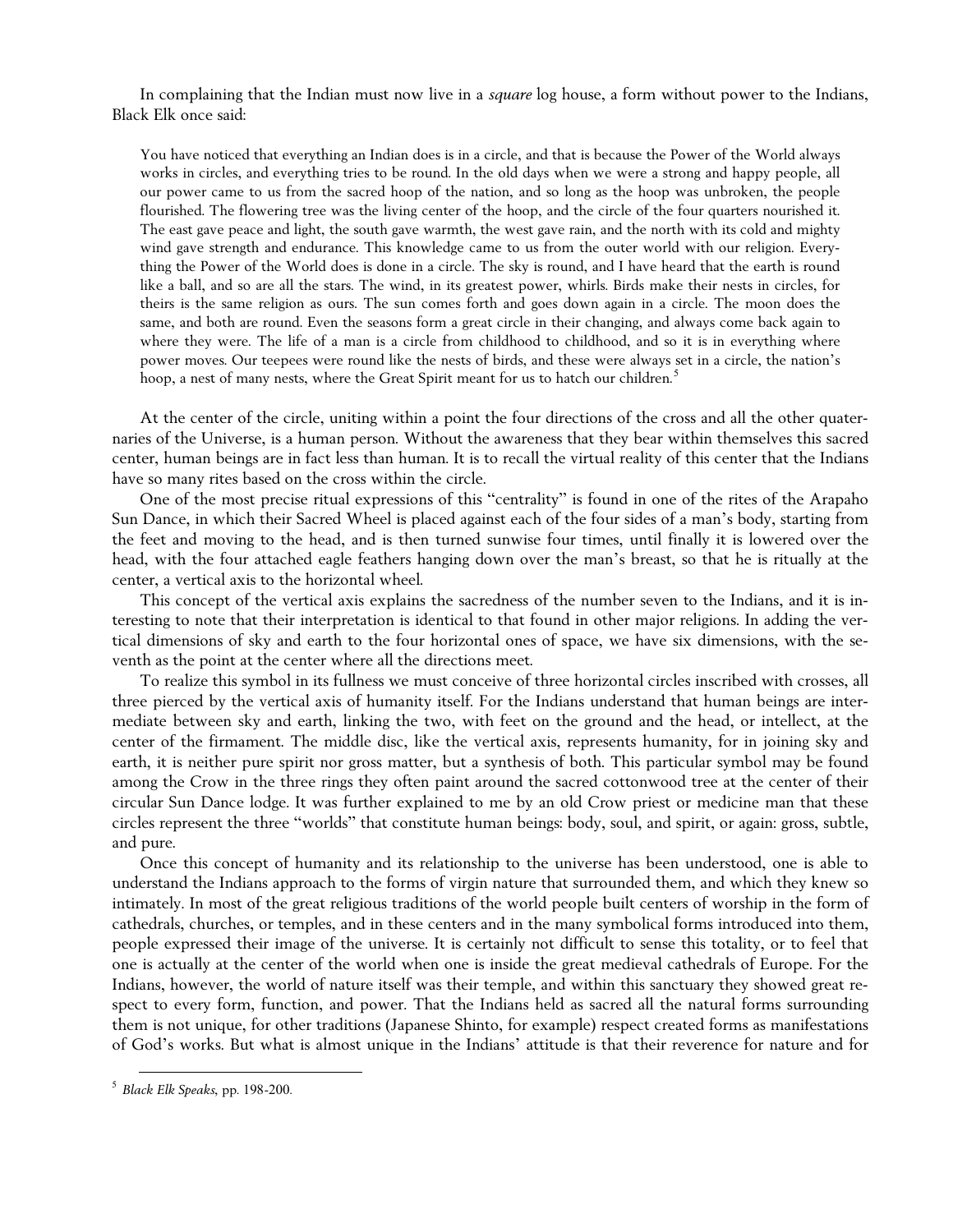In complaining that the Indian must now live in a *square* log house, a form without power to the Indians, Black Elk once said:

> You have noticed that everything an Indian does is in a circle, and that is because the Power of the World always works in circles, and everything tries to be round. In the old days when we were a strong and happy people, all our power came to us from the sacred hoop of the nation, and so long as the hoop was unbroken, the people flourished. The flowering tree was the living center of the hoop, and the circle of the four quarters nourished it. The east gave peace and light, the south gave warmth, the west gave rain, and the north with its cold and mighty wind gave strength and endurance. This knowledge came to us from the outer world with our religion. Everything the Power of the World does is done in a circle. The sky is round, and I have heard that the earth is round like a ball, and so are all the stars. The wind, in its greatest power, whirls. Birds make their nests in circles, for theirs is the same religion as ours. The sun comes forth and goes down again in a circle. The moon does the same, and both are round. Even the seasons form a great circle in their changing, and always come back again to where they were. The life of a man is a circle from childhood to childhood, and so it is in everything where power moves. Our teepees were round like the nests of birds, and these were always set in a circle, the nation's hoop, a nest of many nests, where the Great Spirit meant for us to hatch our children.[5]

At the center of the circle, uniting within a point the four directions of the cross and all the other quaternaries of the Universe, is a human person. Without the awareness that they bear within themselves this sacred center, human beings are in fact less than human. It is to recall the virtual reality of this center that the Indians have so many rites based on the cross within the circle.

One of the most precise ritual expressions of this "centrality" is found in one of the rites of the Arapaho Sun Dance, in which their Sacred Wheel is placed against each of the four sides of a man's body, starting from the feet and moving to the head, and is then turned sunwise four times, until finally it is lowered over the head, with the four attached eagle feathers hanging down over the man's breast, so that he is ritually at the center, a vertical axis to the horizontal wheel.

This concept of the vertical axis explains the sacredness of the number seven to the Indians, and it is interesting to note that their interpretation is identical to that found in other major religions. In adding the vertical dimensions of sky and earth to the four horizontal ones of space, we have six dimensions, with the seventh as the point at the center where all the directions meet.

To realize this symbol in its fullness we must conceive of three horizontal circles inscribed with crosses, all three pierced by the vertical axis of humanity itself. For the Indians understand that human beings are intermediate between sky and earth, linking the two, with feet on the ground and the head, or intellect, at the center of the firmament. The middle disc, like the vertical axis, represents humanity, for in joining sky and earth, it is neither pure spirit nor gross matter, but a synthesis of both. This particular symbol may be found among the Crow in the three rings they often paint around the sacred cottonwood tree at the center of their circular Sun Dance lodge. It was further explained to me by an old Crow priest or medicine man that these circles represent the three "worlds" that constitute human beings: body, soul, and spirit, or again: gross, subtle, and pure.

Once this concept of humanity and its relationship to the universe has been understood, one is able to understand the Indians approach to the forms of virgin nature that surrounded them, and which they knew so intimately. In most of the great religious traditions of the world people built centers of worship in the form of cathedrals, churches, or temples, and in these centers and in the many symbolical forms introduced into them, people expressed their image of the universe. It is certainly not difficult to sense this totality, or to feel that one is actually at the center of the world when one is inside the great medieval cathedrals of Europe. For the Indians, however, the world of nature itself was their temple, and within this sanctuary they showed great respect to every form, function, and power. That the Indians held as sacred all the natural forms surrounding them is not unique, for other traditions (Japanese Shinto, for example) respect created forms as manifestations of God's works. But what is almost unique in the Indians' attitude is that their reverence for nature and for

---

[5] *Black Elk Speaks*, pp. 198-200.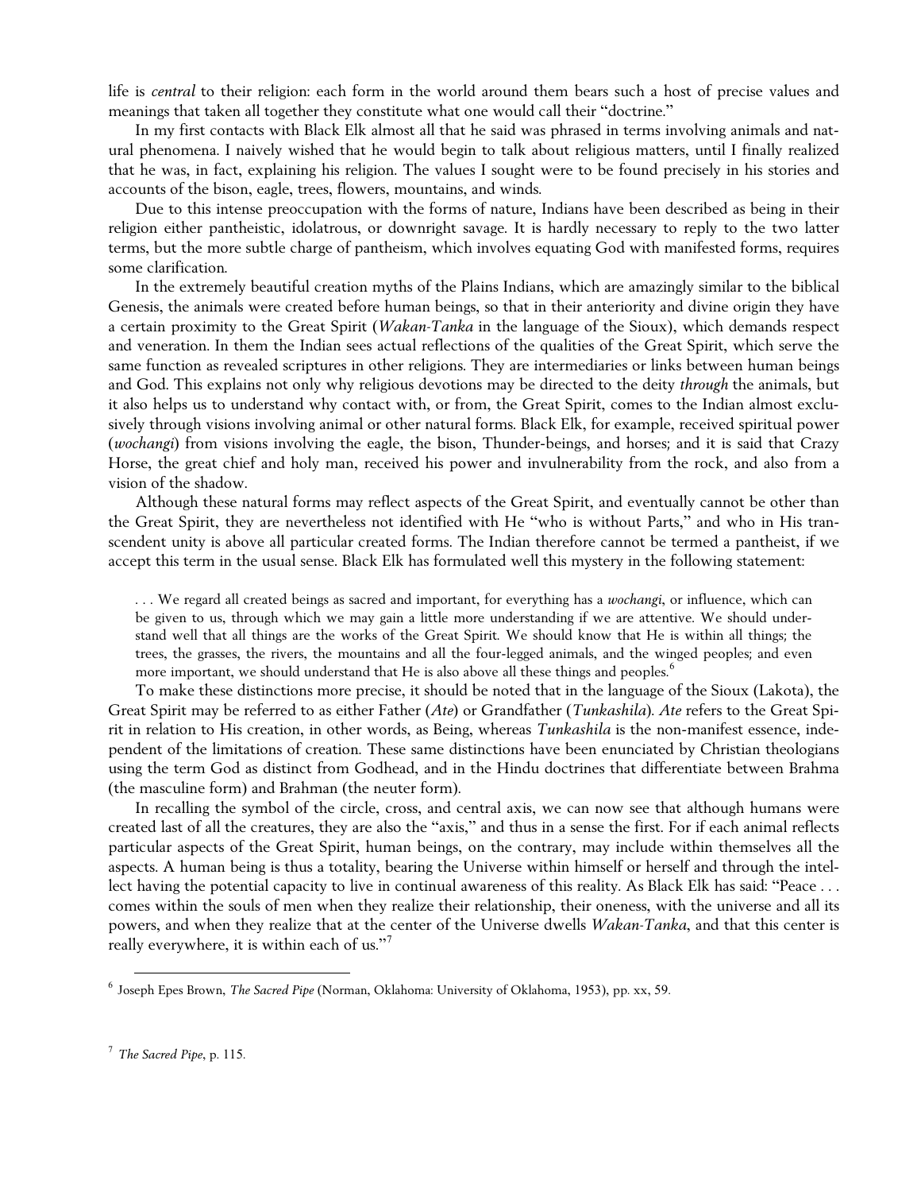life is *central* to their religion: each form in the world around them bears such a host of precise values and meanings that taken all together they constitute what one would call their "doctrine."

In my first contacts with Black Elk almost all that he said was phrased in terms involving animals and natural phenomena. I naively wished that he would begin to talk about religious matters, until I finally realized that he was, in fact, explaining his religion. The values I sought were to be found precisely in his stories and accounts of the bison, eagle, trees, flowers, mountains, and winds.

Due to this intense preoccupation with the forms of nature, Indians have been described as being in their religion either pantheistic, idolatrous, or downright savage. It is hardly necessary to reply to the two latter terms, but the more subtle charge of pantheism, which involves equating God with manifested forms, requires some clarification.

In the extremely beautiful creation myths of the Plains Indians, which are amazingly similar to the biblical Genesis, the animals were created before human beings, so that in their anteriority and divine origin they have a certain proximity to the Great Spirit (*Wakan-Tanka* in the language of the Sioux), which demands respect and veneration. In them the Indian sees actual reflections of the qualities of the Great Spirit, which serve the same function as revealed scriptures in other religions. They are intermediaries or links between human beings and God. This explains not only why religious devotions may be directed to the deity *through* the animals, but it also helps us to understand why contact with, or from, the Great Spirit, comes to the Indian almost exclusively through visions involving animal or other natural forms. Black Elk, for example, received spiritual power (*wochangi*) from visions involving the eagle, the bison, Thunder-beings, and horses; and it is said that Crazy Horse, the great chief and holy man, received his power and invulnerability from the rock, and also from a vision of the shadow.

Although these natural forms may reflect aspects of the Great Spirit, and eventually cannot be other than the Great Spirit, they are nevertheless not identified with He "who is without Parts," and who in His transcendent unity is above all particular created forms. The Indian therefore cannot be termed a pantheist, if we accept this term in the usual sense. Black Elk has formulated well this mystery in the following statement:

> . . . We regard all created beings as sacred and important, for everything has a *wochangi*, or influence, which can be given to us, through which we may gain a little more understanding if we are attentive. We should understand well that all things are the works of the Great Spirit. We should know that He is within all things; the trees, the grasses, the rivers, the mountains and all the four-legged animals, and the winged peoples; and even more important, we should understand that He is also above all these things and peoples.[6]

To make these distinctions more precise, it should be noted that in the language of the Sioux (Lakota), the Great Spirit may be referred to as either Father (*Ate*) or Grandfather (*Tunkashila*). *Ate* refers to the Great Spirit in relation to His creation, in other words, as Being, whereas *Tunkashila* is the non-manifest essence, independent of the limitations of creation. These same distinctions have been enunciated by Christian theologians using the term God as distinct from Godhead, and in the Hindu doctrines that differentiate between Brahma (the masculine form) and Brahman (the neuter form).

In recalling the symbol of the circle, cross, and central axis, we can now see that although humans were created last of all the creatures, they are also the "axis," and thus in a sense the first. For if each animal reflects particular aspects of the Great Spirit, human beings, on the contrary, may include within themselves all the aspects. A human being is thus a totality, bearing the Universe within himself or herself and through the intellect having the potential capacity to live in continual awareness of this reality. As Black Elk has said: "Peace . . . comes within the souls of men when they realize their relationship, their oneness, with the universe and all its powers, and when they realize that at the center of the Universe dwells *Wakan-Tanka*, and that this center is really everywhere, it is within each of us."[7]

---

[6] Joseph Epes Brown, *The Sacred Pipe* (Norman, Oklahoma: University of Oklahoma, 1953), pp. xx, 59.

[7] *The Sacred Pipe*, p. 115.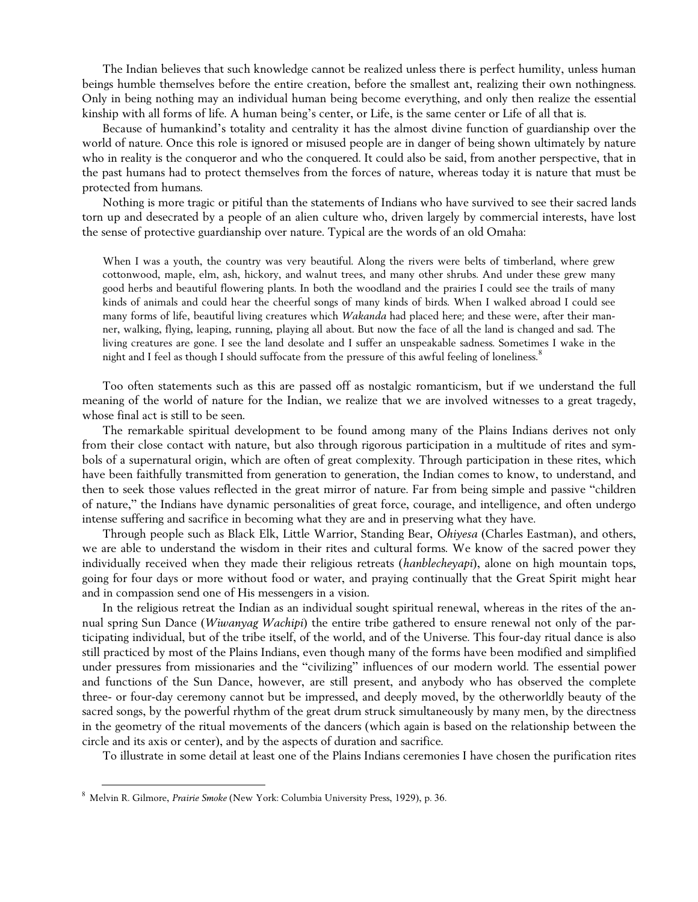The Indian believes that such knowledge cannot be realized unless there is perfect humility, unless human beings humble themselves before the entire creation, before the smallest ant, realizing their own nothingness. Only in being nothing may an individual human being become everything, and only then realize the essential kinship with all forms of life. A human being's center, or Life, is the same center or Life of all that is.

Because of humankind's totality and centrality it has the almost divine function of guardianship over the world of nature. Once this role is ignored or misused people are in danger of being shown ultimately by nature who in reality is the conqueror and who the conquered. It could also be said, from another perspective, that in the past humans had to protect themselves from the forces of nature, whereas today it is nature that must be protected from humans.

Nothing is more tragic or pitiful than the statements of Indians who have survived to see their sacred lands torn up and desecrated by a people of an alien culture who, driven largely by commercial interests, have lost the sense of protective guardianship over nature. Typical are the words of an old Omaha:

> When I was a youth, the country was very beautiful. Along the rivers were belts of timberland, where grew cottonwood, maple, elm, ash, hickory, and walnut trees, and many other shrubs. And under these grew many good herbs and beautiful flowering plants. In both the woodland and the prairies I could see the trails of many kinds of animals and could hear the cheerful songs of many kinds of birds. When I walked abroad I could see many forms of life, beautiful living creatures which *Wakanda* had placed here; and these were, after their manner, walking, flying, leaping, running, playing all about. But now the face of all the land is changed and sad. The living creatures are gone. I see the land desolate and I suffer an unspeakable sadness. Sometimes I wake in the night and I feel as though I should suffocate from the pressure of this awful feeling of loneliness.[8]

Too often statements such as this are passed off as nostalgic romanticism, but if we understand the full meaning of the world of nature for the Indian, we realize that we are involved witnesses to a great tragedy, whose final act is still to be seen.

The remarkable spiritual development to be found among many of the Plains Indians derives not only from their close contact with nature, but also through rigorous participation in a multitude of rites and symbols of a supernatural origin, which are often of great complexity. Through participation in these rites, which have been faithfully transmitted from generation to generation, the Indian comes to know, to understand, and then to seek those values reflected in the great mirror of nature. Far from being simple and passive "children of nature," the Indians have dynamic personalities of great force, courage, and intelligence, and often undergo intense suffering and sacrifice in becoming what they are and in preserving what they have.

Through people such as Black Elk, Little Warrior, Standing Bear, *Ohiyesa* (Charles Eastman), and others, we are able to understand the wisdom in their rites and cultural forms. We know of the sacred power they individually received when they made their religious retreats (*hanblecheyapi*), alone on high mountain tops, going for four days or more without food or water, and praying continually that the Great Spirit might hear and in compassion send one of His messengers in a vision.

In the religious retreat the Indian as an individual sought spiritual renewal, whereas in the rites of the annual spring Sun Dance (*Wiwanyag Wachipi*) the entire tribe gathered to ensure renewal not only of the participating individual, but of the tribe itself, of the world, and of the Universe. This four-day ritual dance is also still practiced by most of the Plains Indians, even though many of the forms have been modified and simplified under pressures from missionaries and the "civilizing" influences of our modern world. The essential power and functions of the Sun Dance, however, are still present, and anybody who has observed the complete three- or four-day ceremony cannot but be impressed, and deeply moved, by the otherworldly beauty of the sacred songs, by the powerful rhythm of the great drum struck simultaneously by many men, by the directness in the geometry of the ritual movements of the dancers (which again is based on the relationship between the circle and its axis or center), and by the aspects of duration and sacrifice.

To illustrate in some detail at least one of the Plains Indians ceremonies I have chosen the purification rites

---

[8] Melvin R. Gilmore, *Prairie Smoke* (New York: Columbia University Press, 1929), p. 36.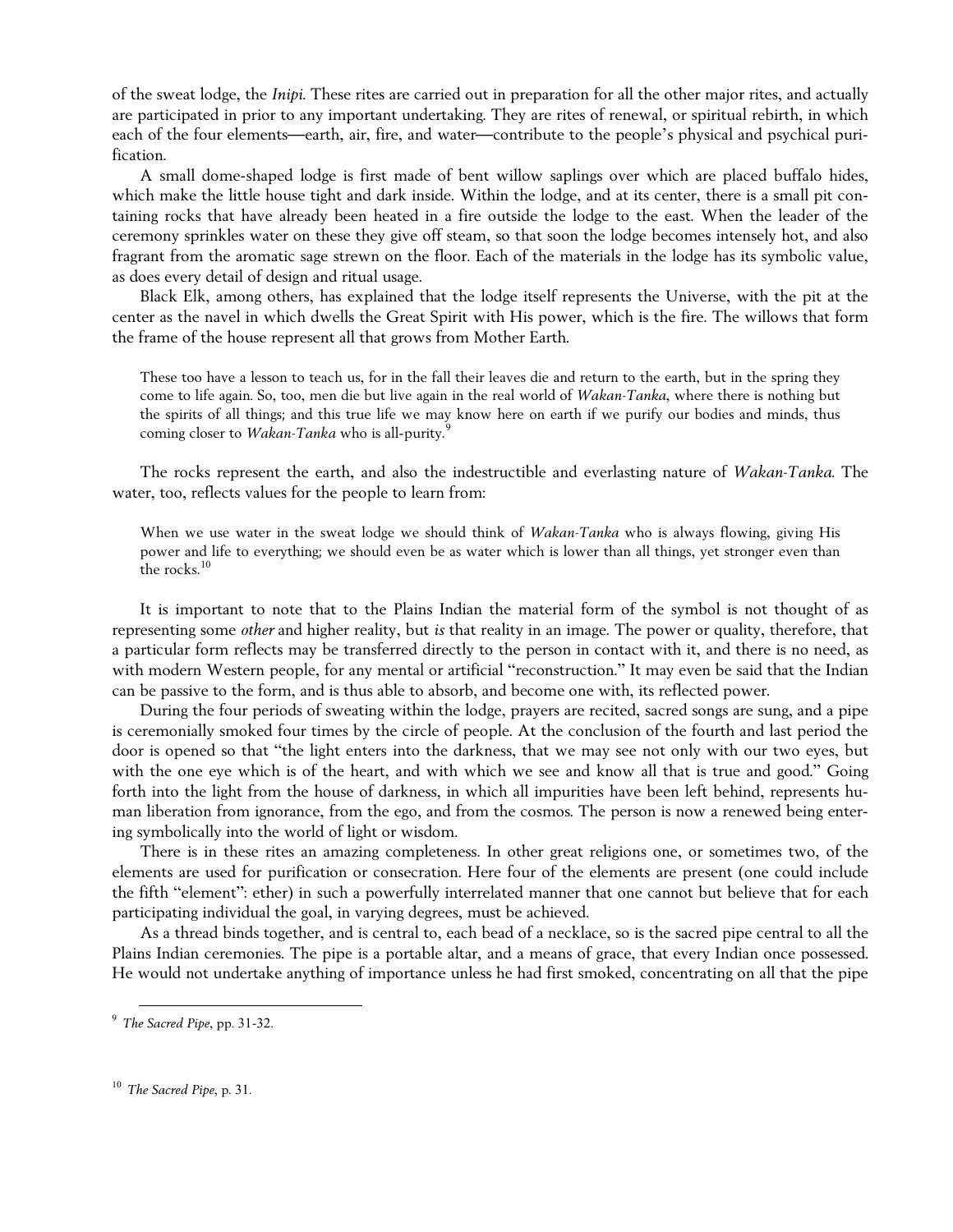of the sweat lodge, the *Inipi*. These rites are carried out in preparation for all the other major rites, and actually are participated in prior to any important undertaking. They are rites of renewal, or spiritual rebirth, in which each of the four elements—earth, air, fire, and water—contribute to the people's physical and psychical purification.

A small dome-shaped lodge is first made of bent willow saplings over which are placed buffalo hides, which make the little house tight and dark inside. Within the lodge, and at its center, there is a small pit containing rocks that have already been heated in a fire outside the lodge to the east. When the leader of the ceremony sprinkles water on these they give off steam, so that soon the lodge becomes intensely hot, and also fragrant from the aromatic sage strewn on the floor. Each of the materials in the lodge has its symbolic value, as does every detail of design and ritual usage.

Black Elk, among others, has explained that the lodge itself represents the Universe, with the pit at the center as the navel in which dwells the Great Spirit with His power, which is the fire. The willows that form the frame of the house represent all that grows from Mother Earth.

> These too have a lesson to teach us, for in the fall their leaves die and return to the earth, but in the spring they come to life again. So, too, men die but live again in the real world of *Wakan-Tanka*, where there is nothing but the spirits of all things; and this true life we may know here on earth if we purify our bodies and minds, thus coming closer to *Wakan-Tanka* who is all-purity.[9]

The rocks represent the earth, and also the indestructible and everlasting nature of *Wakan-Tanka*. The water, too, reflects values for the people to learn from:

> When we use water in the sweat lodge we should think of *Wakan-Tanka* who is always flowing, giving His power and life to everything; we should even be as water which is lower than all things, yet stronger even than the rocks.[10]

It is important to note that to the Plains Indian the material form of the symbol is not thought of as representing some *other* and higher reality, but *is* that reality in an image. The power or quality, therefore, that a particular form reflects may be transferred directly to the person in contact with it, and there is no need, as with modern Western people, for any mental or artificial "reconstruction." It may even be said that the Indian can be passive to the form, and is thus able to absorb, and become one with, its reflected power.

During the four periods of sweating within the lodge, prayers are recited, sacred songs are sung, and a pipe is ceremonially smoked four times by the circle of people. At the conclusion of the fourth and last period the door is opened so that "the light enters into the darkness, that we may see not only with our two eyes, but with the one eye which is of the heart, and with which we see and know all that is true and good." Going forth into the light from the house of darkness, in which all impurities have been left behind, represents human liberation from ignorance, from the ego, and from the cosmos. The person is now a renewed being entering symbolically into the world of light or wisdom.

There is in these rites an amazing completeness. In other great religions one, or sometimes two, of the elements are used for purification or consecration. Here four of the elements are present (one could include the fifth "element": ether) in such a powerfully interrelated manner that one cannot but believe that for each participating individual the goal, in varying degrees, must be achieved.

As a thread binds together, and is central to, each bead of a necklace, so is the sacred pipe central to all the Plains Indian ceremonies. The pipe is a portable altar, and a means of grace, that every Indian once possessed. He would not undertake anything of importance unless he had first smoked, concentrating on all that the pipe

---

[9] *The Sacred Pipe*, pp. 31-32.

[10] *The Sacred Pipe*, p. 31.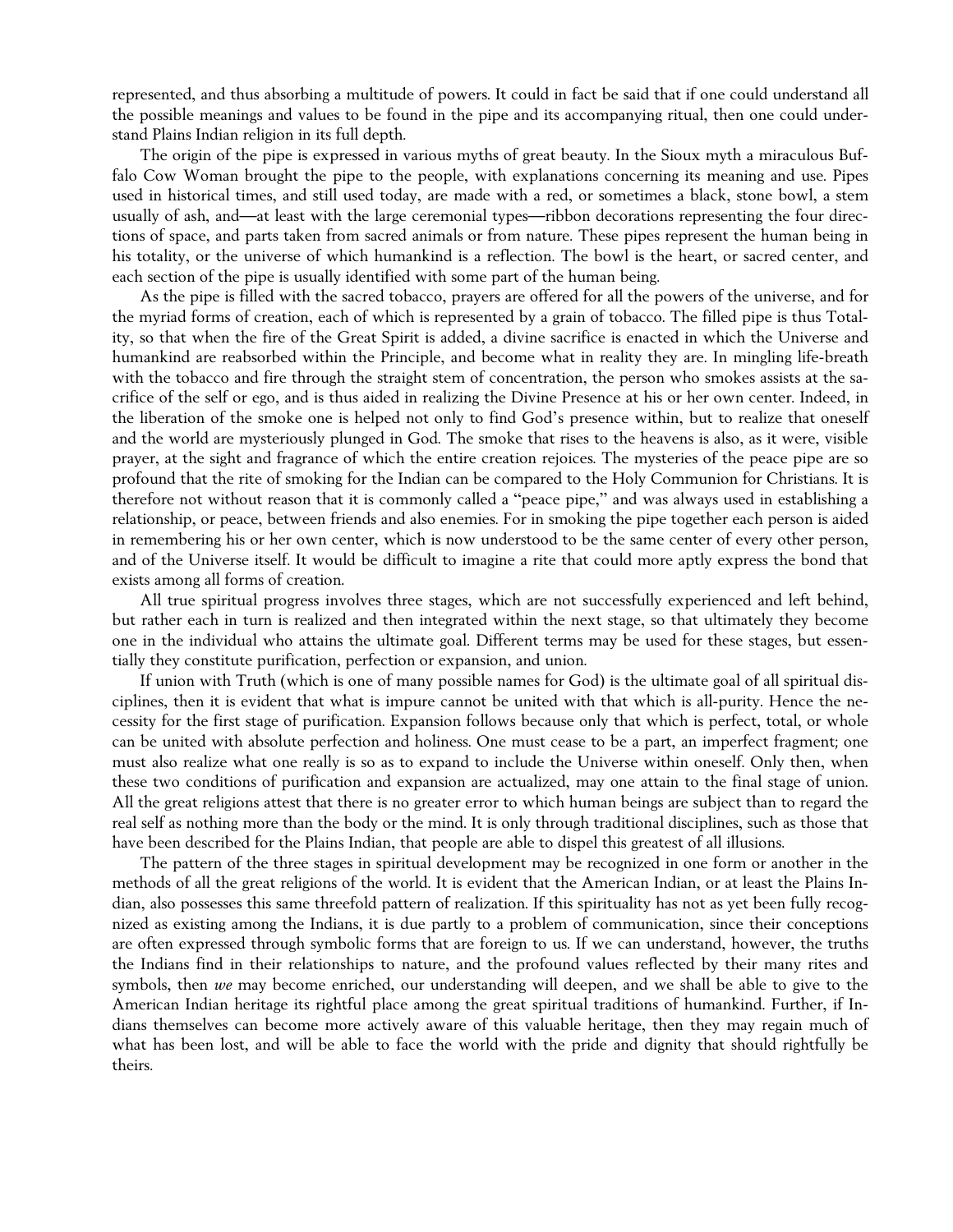represented, and thus absorbing a multitude of powers. It could in fact be said that if one could understand all the possible meanings and values to be found in the pipe and its accompanying ritual, then one could understand Plains Indian religion in its full depth.

The origin of the pipe is expressed in various myths of great beauty. In the Sioux myth a miraculous Buffalo Cow Woman brought the pipe to the people, with explanations concerning its meaning and use. Pipes used in historical times, and still used today, are made with a red, or sometimes a black, stone bowl, a stem usually of ash, and—at least with the large ceremonial types—ribbon decorations representing the four directions of space, and parts taken from sacred animals or from nature. These pipes represent the human being in his totality, or the universe of which humankind is a reflection. The bowl is the heart, or sacred center, and each section of the pipe is usually identified with some part of the human being.

As the pipe is filled with the sacred tobacco, prayers are offered for all the powers of the universe, and for the myriad forms of creation, each of which is represented by a grain of tobacco. The filled pipe is thus Totality, so that when the fire of the Great Spirit is added, a divine sacrifice is enacted in which the Universe and humankind are reabsorbed within the Principle, and become what in reality they are. In mingling life-breath with the tobacco and fire through the straight stem of concentration, the person who smokes assists at the sacrifice of the self or ego, and is thus aided in realizing the Divine Presence at his or her own center. Indeed, in the liberation of the smoke one is helped not only to find God's presence within, but to realize that oneself and the world are mysteriously plunged in God. The smoke that rises to the heavens is also, as it were, visible prayer, at the sight and fragrance of which the entire creation rejoices. The mysteries of the peace pipe are so profound that the rite of smoking for the Indian can be compared to the Holy Communion for Christians. It is therefore not without reason that it is commonly called a "peace pipe," and was always used in establishing a relationship, or peace, between friends and also enemies. For in smoking the pipe together each person is aided in remembering his or her own center, which is now understood to be the same center of every other person, and of the Universe itself. It would be difficult to imagine a rite that could more aptly express the bond that exists among all forms of creation.

All true spiritual progress involves three stages, which are not successfully experienced and left behind, but rather each in turn is realized and then integrated within the next stage, so that ultimately they become one in the individual who attains the ultimate goal. Different terms may be used for these stages, but essentially they constitute purification, perfection or expansion, and union.

If union with Truth (which is one of many possible names for God) is the ultimate goal of all spiritual disciplines, then it is evident that what is impure cannot be united with that which is all-purity. Hence the necessity for the first stage of purification. Expansion follows because only that which is perfect, total, or whole can be united with absolute perfection and holiness. One must cease to be a part, an imperfect fragment; one must also realize what one really is so as to expand to include the Universe within oneself. Only then, when these two conditions of purification and expansion are actualized, may one attain to the final stage of union. All the great religions attest that there is no greater error to which human beings are subject than to regard the real self as nothing more than the body or the mind. It is only through traditional disciplines, such as those that have been described for the Plains Indian, that people are able to dispel this greatest of all illusions.

The pattern of the three stages in spiritual development may be recognized in one form or another in the methods of all the great religions of the world. It is evident that the American Indian, or at least the Plains Indian, also possesses this same threefold pattern of realization. If this spirituality has not as yet been fully recognized as existing among the Indians, it is due partly to a problem of communication, since their conceptions are often expressed through symbolic forms that are foreign to us. If we can understand, however, the truths the Indians find in their relationships to nature, and the profound values reflected by their many rites and symbols, then *we* may become enriched, our understanding will deepen, and we shall be able to give to the American Indian heritage its rightful place among the great spiritual traditions of humankind. Further, if Indians themselves can become more actively aware of this valuable heritage, then they may regain much of what has been lost, and will be able to face the world with the pride and dignity that should rightfully be theirs.